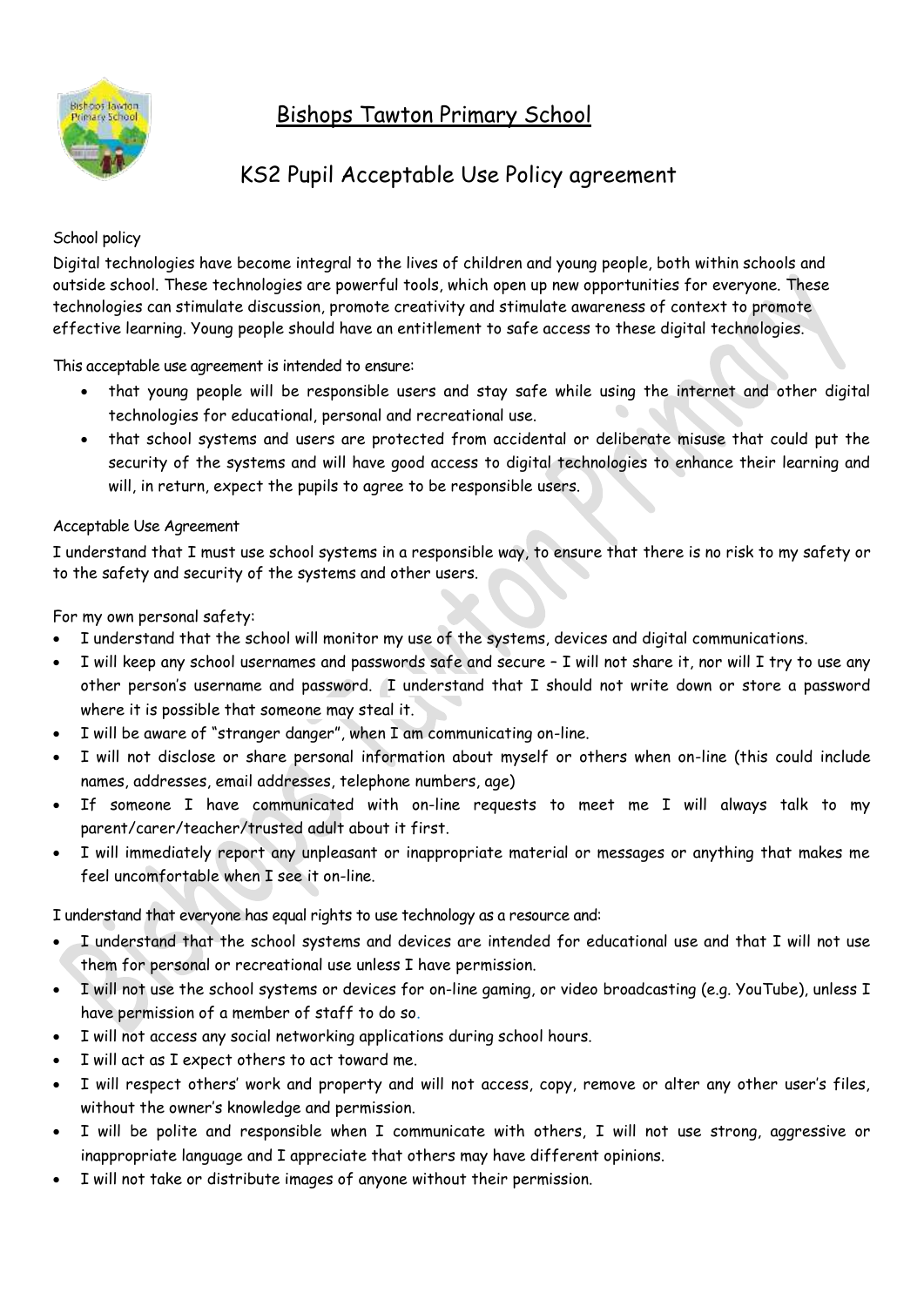# Bishops Tawton Primary School

## KS2 Pupil Acceptable Use Policy agreement

School policy

Digital technologies have become integral to the lives of children and young people, both within schools and outside school. These technologies are powerful tools, which open up new opportunities for everyone. These technologies can stimulate discussion, promote creativity and stimulate awareness of context to promote effective learning. Young people should have an entitlement to safe access to these digital technologies.

This acceptable use agreement is intended to ensure:

- that young people will be responsible users and stay safe while using the internet and other digital technologies for educational, personal and recreational use.
- that school systems and users are protected from accidental or deliberate misuse that could put the security of the systems and will have good access to digital technologies to enhance their learning and will, in return, expect the pupils to agree to be responsible users.

Acceptable Use Agreement

I understand that I must use school systems in a responsible way, to ensure that there is no risk to my safety or to the safety and security of the systems and other users.

For my own personal safety:

- I understand that the school will monitor my use of the systems, devices and digital communications.
- I will keep any school usernames and passwords safe and secure – I will not share it, nor will I try to use any other person's username and password. I understand that I should not write down or store a password where it is possible that someone may steal it.
- I will be aware of "stranger danger", when I am communicating on-line.
- I will not disclose or share personal information about myself or others when on-line (this could include names, addresses, email addresses, telephone numbers, age)
- If someone I have communicated with on-line requests to meet me I will always talk to my parent/carer/teacher/trusted adult about it first.
- I will immediately report any unpleasant or inappropriate material or messages or anything that makes me feel uncomfortable when I see it on-line.

I understand that everyone has equal rights to use technology as a resource and:

- I understand that the school systems and devices are intended for educational use and that I will not use them for personal or recreational use unless I have permission.
- I will not use the school systems or devices for on-line gaming, or video broadcasting (e.g. YouTube), unless I have permission of a member of staff to do so.
- I will not access any social networking applications during school hours.
- I will act as I expect others to act toward me.
- I will respect others' work and property and will not access, copy, remove or alter any other user's files, without the owner's knowledge and permission.
- I will be polite and responsible when I communicate with others, I will not use strong, aggressive or inappropriate language and I appreciate that others may have different opinions.
- I will not take or distribute images of anyone without their permission.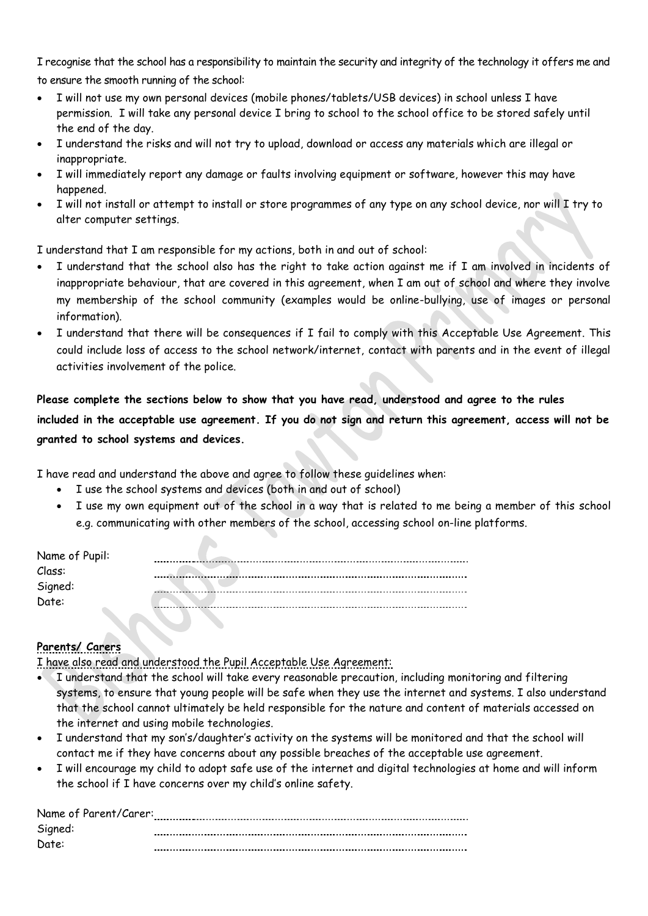I recognise that the school has a responsibility to maintain the security and integrity of the technology it offers me and to ensure the smooth running of the school:

- I will not use my own personal devices (mobile phones/tablets/USB devices) in school unless I have permission. I will take any personal device I bring to school to the school office to be stored safely until the end of the day.
- I understand the risks and will not try to upload, download or access any materials which are illegal or inappropriate.
- I will immediately report any damage or faults involving equipment or software, however this may have happened.
- I will not install or attempt to install or store programmes of any type on any school device, nor will I try to alter computer settings.

I understand that I am responsible for my actions, both in and out of school:

- I understand that the school also has the right to take action against me if I am involved in incidents of inappropriate behaviour, that are covered in this agreement, when I am out of school and where they involve my membership of the school community (examples would be online-bullying, use of images or personal information).
- I understand that there will be consequences if I fail to comply with this Acceptable Use Agreement. This could include loss of access to the school network/internet, contact with parents and in the event of illegal activities involvement of the police.

**Please complete the sections below to show that you have read, understood and agree to the rules included in the acceptable use agreement. If you do not sign and return this agreement, access will not be granted to school systems and devices.**

I have read and understand the above and agree to follow these guidelines when:

- I use the school systems and devices (both in and out of school)
- I use my own equipment out of the school in a way that is related to me being a member of this school e.g. communicating with other members of the school, accessing school on-line platforms.

Name of Pupil: ..............................................................................................

Class: ..............................................................................................

Signed: ..............................................................................................

Date: ..............................................................................................

**Parents/ Carers**

I have also read and understood the Pupil Acceptable Use Agreement:

- I understand that the school will take every reasonable precaution, including monitoring and filtering systems, to ensure that young people will be safe when they use the internet and systems. I also understand that the school cannot ultimately be held responsible for the nature and content of materials accessed on the internet and using mobile technologies.
- I understand that my son's/daughter's activity on the systems will be monitored and that the school will contact me if they have concerns about any possible breaches of the acceptable use agreement.
- I will encourage my child to adopt safe use of the internet and digital technologies at home and will inform the school if I have concerns over my child's online safety.

Name of Parent/Carer: ..............................................................................................

Signed: ..............................................................................................

Date: ..............................................................................................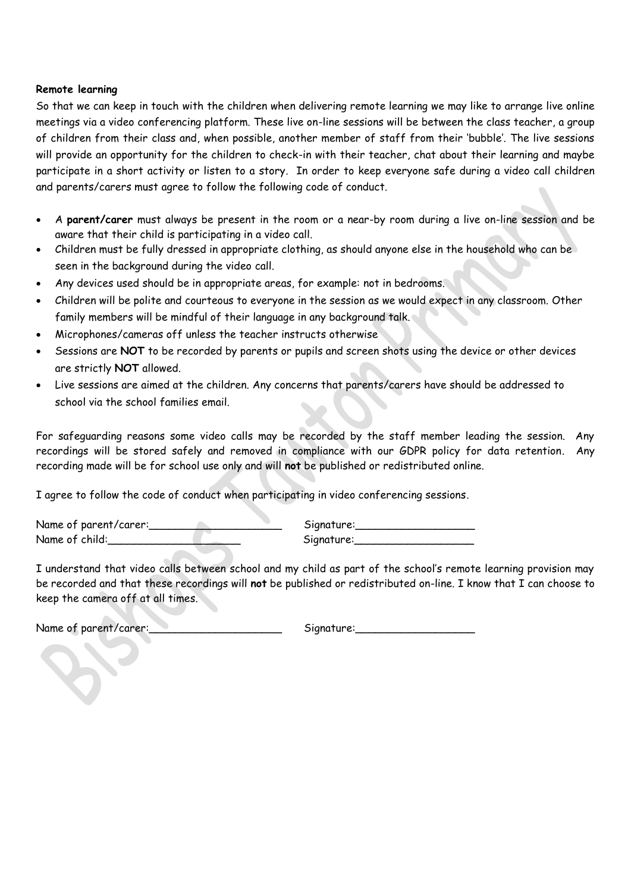**Remote learning**

So that we can keep in touch with the children when delivering remote learning we may like to arrange live online meetings via a video conferencing platform. These live on-line sessions will be between the class teacher, a group of children from their class and, when possible, another member of staff from their 'bubble'. The live sessions will provide an opportunity for the children to check-in with their teacher, chat about their learning and maybe participate in a short activity or listen to a story. In order to keep everyone safe during a video call children and parents/carers must agree to follow the following code of conduct.

- A **parent/carer** must always be present in the room or a near-by room during a live on-line session and be aware that their child is participating in a video call.
- Children must be fully dressed in appropriate clothing, as should anyone else in the household who can be seen in the background during the video call.
- Any devices used should be in appropriate areas, for example: not in bedrooms.
- Children will be polite and courteous to everyone in the session as we would expect in any classroom. Other family members will be mindful of their language in any background talk.
- Microphones/cameras off unless the teacher instructs otherwise
- Sessions are **NOT** to be recorded by parents or pupils and screen shots using the device or other devices are strictly **NOT** allowed.
- Live sessions are aimed at the children. Any concerns that parents/carers have should be addressed to school via the school families email.

For safeguarding reasons some video calls may be recorded by the staff member leading the session. Any recordings will be stored safely and removed in compliance with our GDPR policy for data retention. Any recording made will be for school use only and will **not** be published or redistributed online.

I agree to follow the code of conduct when participating in video conferencing sessions.

Name of parent/carer:____________________ Signature:__________________

Name of child:____________________ Signature:__________________

I understand that video calls between school and my child as part of the school's remote learning provision may be recorded and that these recordings will **not** be published or redistributed on-line. I know that I can choose to keep the camera off at all times.

Name of parent/carer:____________________ Signature:__________________